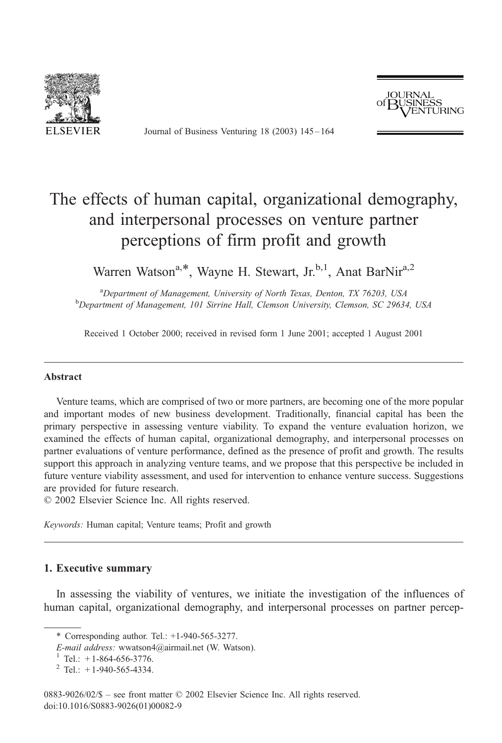# The effects of human capital, organizational demography, and interpersonal processes on venture partner perceptions of firm profit and growth

Warren Watson[a,*], Wayne H. Stewart, Jr.[b,1], Anat BarNir[a,2]

[a]Department of Management, University of North Texas, Denton, TX 76203, USA
[b]Department of Management, 101 Sirrine Hall, Clemson University, Clemson, SC 29634, USA

Received 1 October 2000; received in revised form 1 June 2001; accepted 1 August 2001

## Abstract

Venture teams, which are comprised of two or more partners, are becoming one of the more popular and important modes of new business development. Traditionally, financial capital has been the primary perspective in assessing venture viability. To expand the venture evaluation horizon, we examined the effects of human capital, organizational demography, and interpersonal processes on partner evaluations of venture performance, defined as the presence of profit and growth. The results support this approach in analyzing venture teams, and we propose that this perspective be included in future venture viability assessment, and used for intervention to enhance venture success. Suggestions are provided for future research.

© 2002 Elsevier Science Inc. All rights reserved.

*Keywords:* Human capital; Venture teams; Profit and growth

## 1. Executive summary

In assessing the viability of ventures, we initiate the investigation of the influences of human capital, organizational demography, and interpersonal processes on partner percep-

\* Corresponding author. Tel.: +1-940-565-3277.
*E-mail address:* wwatson4@airmail.net (W. Watson).
[1] Tel.: +1-864-656-3776.
[2] Tel.: +1-940-565-4334.

0883-9026/02/$ – see front matter © 2002 Elsevier Science Inc. All rights reserved.
doi:10.1016/S0883-9026(01)00082-9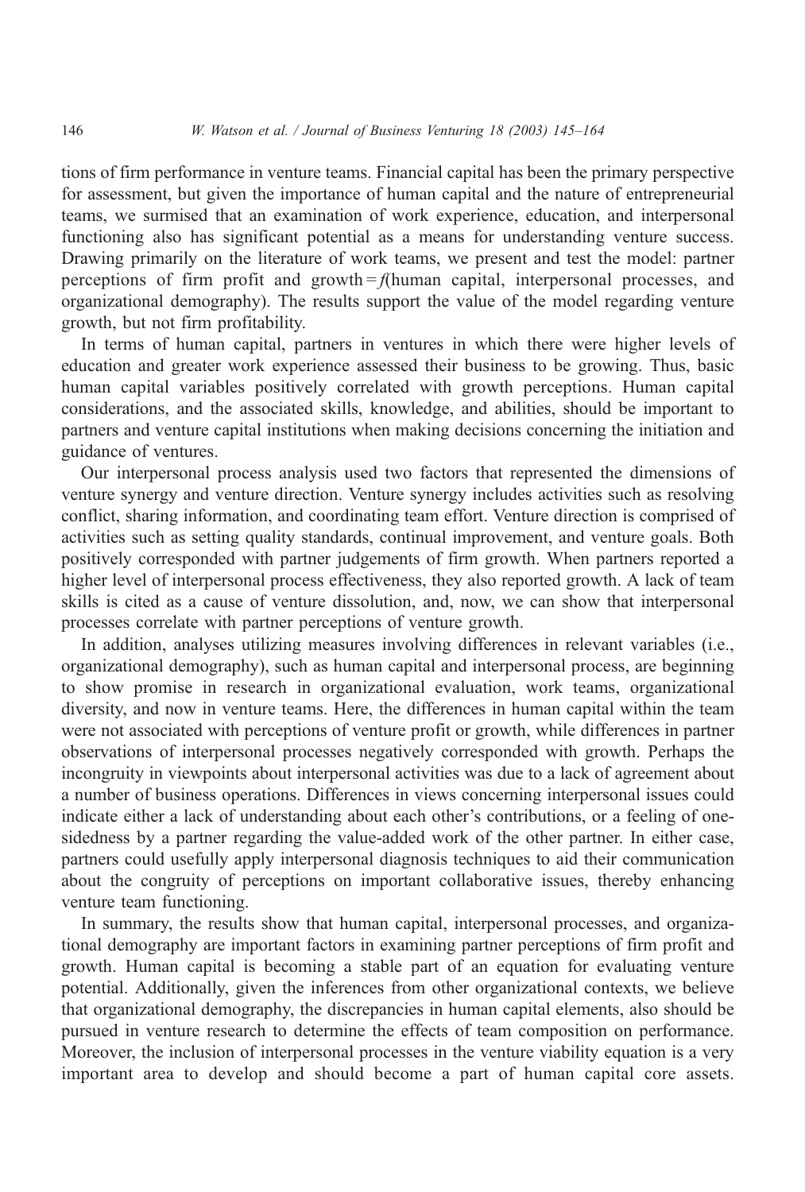tions of firm performance in venture teams. Financial capital has been the primary perspective for assessment, but given the importance of human capital and the nature of entrepreneurial teams, we surmised that an examination of work experience, education, and interpersonal functioning also has significant potential as a means for understanding venture success. Drawing primarily on the literature of work teams, we present and test the model: partner perceptions of firm profit and growth = *f*(human capital, interpersonal processes, and organizational demography). The results support the value of the model regarding venture growth, but not firm profitability.

In terms of human capital, partners in ventures in which there were higher levels of education and greater work experience assessed their business to be growing. Thus, basic human capital variables positively correlated with growth perceptions. Human capital considerations, and the associated skills, knowledge, and abilities, should be important to partners and venture capital institutions when making decisions concerning the initiation and guidance of ventures.

Our interpersonal process analysis used two factors that represented the dimensions of venture synergy and venture direction. Venture synergy includes activities such as resolving conflict, sharing information, and coordinating team effort. Venture direction is comprised of activities such as setting quality standards, continual improvement, and venture goals. Both positively corresponded with partner judgements of firm growth. When partners reported a higher level of interpersonal process effectiveness, they also reported growth. A lack of team skills is cited as a cause of venture dissolution, and, now, we can show that interpersonal processes correlate with partner perceptions of venture growth.

In addition, analyses utilizing measures involving differences in relevant variables (i.e., organizational demography), such as human capital and interpersonal process, are beginning to show promise in research in organizational evaluation, work teams, organizational diversity, and now in venture teams. Here, the differences in human capital within the team were not associated with perceptions of venture profit or growth, while differences in partner observations of interpersonal processes negatively corresponded with growth. Perhaps the incongruity in viewpoints about interpersonal activities was due to a lack of agreement about a number of business operations. Differences in views concerning interpersonal issues could indicate either a lack of understanding about each other's contributions, or a feeling of one-sidedness by a partner regarding the value-added work of the other partner. In either case, partners could usefully apply interpersonal diagnosis techniques to aid their communication about the congruity of perceptions on important collaborative issues, thereby enhancing venture team functioning.

In summary, the results show that human capital, interpersonal processes, and organizational demography are important factors in examining partner perceptions of firm profit and growth. Human capital is becoming a stable part of an equation for evaluating venture potential. Additionally, given the inferences from other organizational contexts, we believe that organizational demography, the discrepancies in human capital elements, also should be pursued in venture research to determine the effects of team composition on performance. Moreover, the inclusion of interpersonal processes in the venture viability equation is a very important area to develop and should become a part of human capital core assets.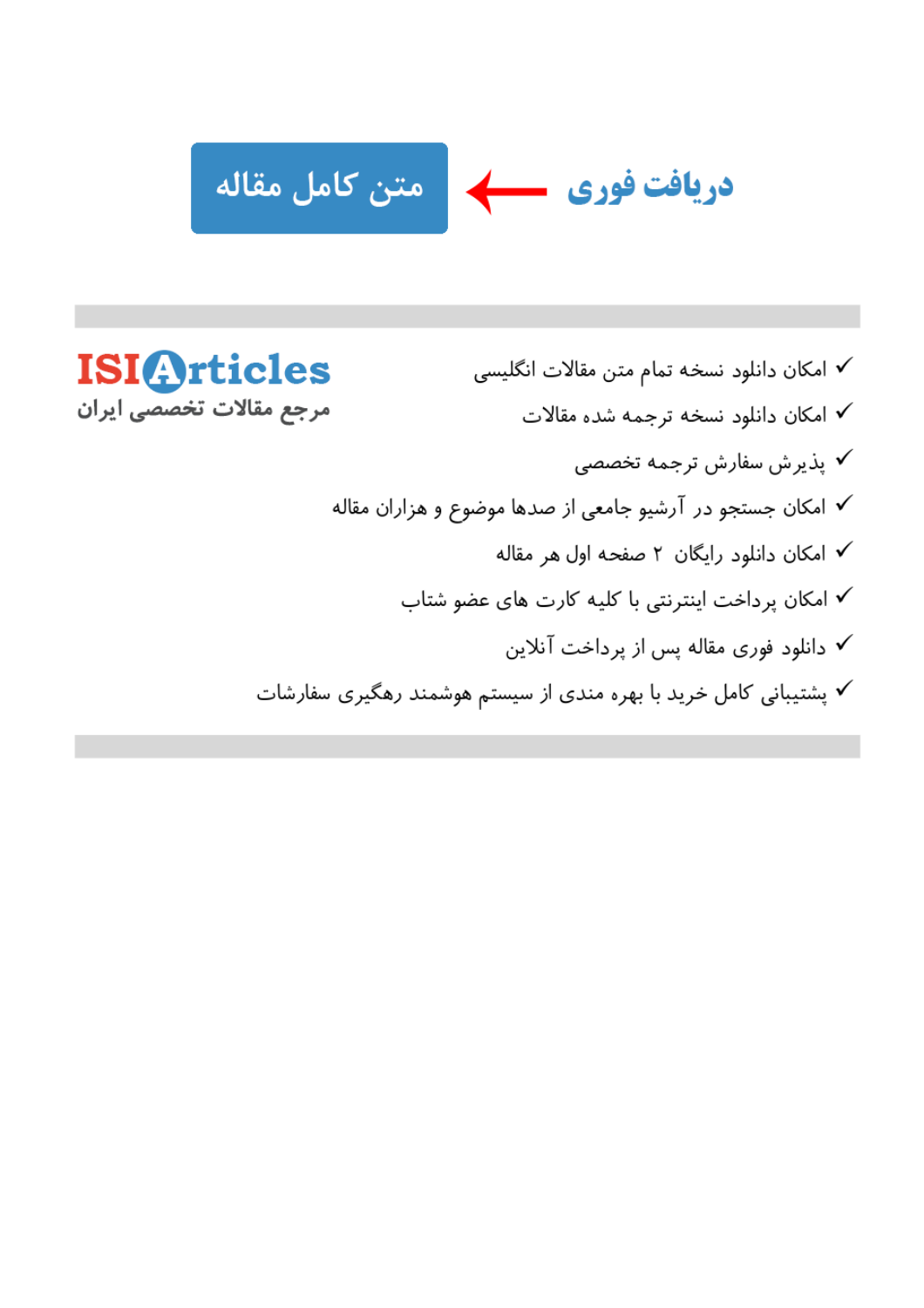دریافت فوری ← **متن کامل مقاله**

**ISIArticles**
مرجع مقالات تخصصی ایران

- ✓ امکان دانلود نسخه تمام متن مقالات انگلیسی
- ✓ امکان دانلود نسخه ترجمه شده مقالات
- ✓ پذیرش سفارش ترجمه تخصصی
- ✓ امکان جستجو در آرشیو جامعی از صدها موضوع و هزاران مقاله
- ✓ امکان دانلود رایگان ۲ صفحه اول هر مقاله
- ✓ امکان پرداخت اینترنتی با کلیه کارت های عضو شتاب
- ✓ دانلود فوری مقاله پس از پرداخت آنلاین
- ✓ پشتیبانی کامل خرید با بهره مندی از سیستم هوشمند رهگیری سفارشات